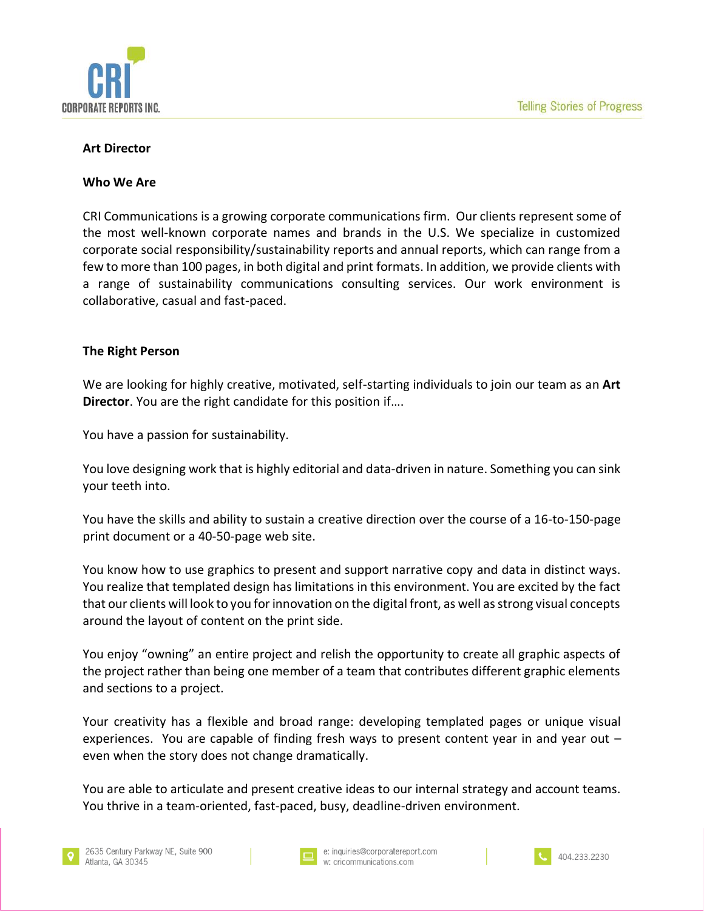# Art Director

## Who We Are

CRI Communications is a growing corporate communications firm. Our clients represent some of the most well-known corporate names and brands in the U.S. We specialize in customized corporate social responsibility/sustainability reports and annual reports, which can range from a few to more than 100 pages, in both digital and print formats. In addition, we provide clients with a range of sustainability communications consulting services. Our work environment is collaborative, casual and fast-paced.

## The Right Person

We are looking for highly creative, motivated, self-starting individuals to join our team as an **Art Director**. You are the right candidate for this position if….

You have a passion for sustainability.

You love designing work that is highly editorial and data-driven in nature. Something you can sink your teeth into.

You have the skills and ability to sustain a creative direction over the course of a 16-to-150-page print document or a 40-50-page web site.

You know how to use graphics to present and support narrative copy and data in distinct ways. You realize that templated design has limitations in this environment. You are excited by the fact that our clients will look to you for innovation on the digital front, as well as strong visual concepts around the layout of content on the print side.

You enjoy "owning" an entire project and relish the opportunity to create all graphic aspects of the project rather than being one member of a team that contributes different graphic elements and sections to a project.

Your creativity has a flexible and broad range: developing templated pages or unique visual experiences. You are capable of finding fresh ways to present content year in and year out – even when the story does not change dramatically.

You are able to articulate and present creative ideas to our internal strategy and account teams. You thrive in a team-oriented, fast-paced, busy, deadline-driven environment.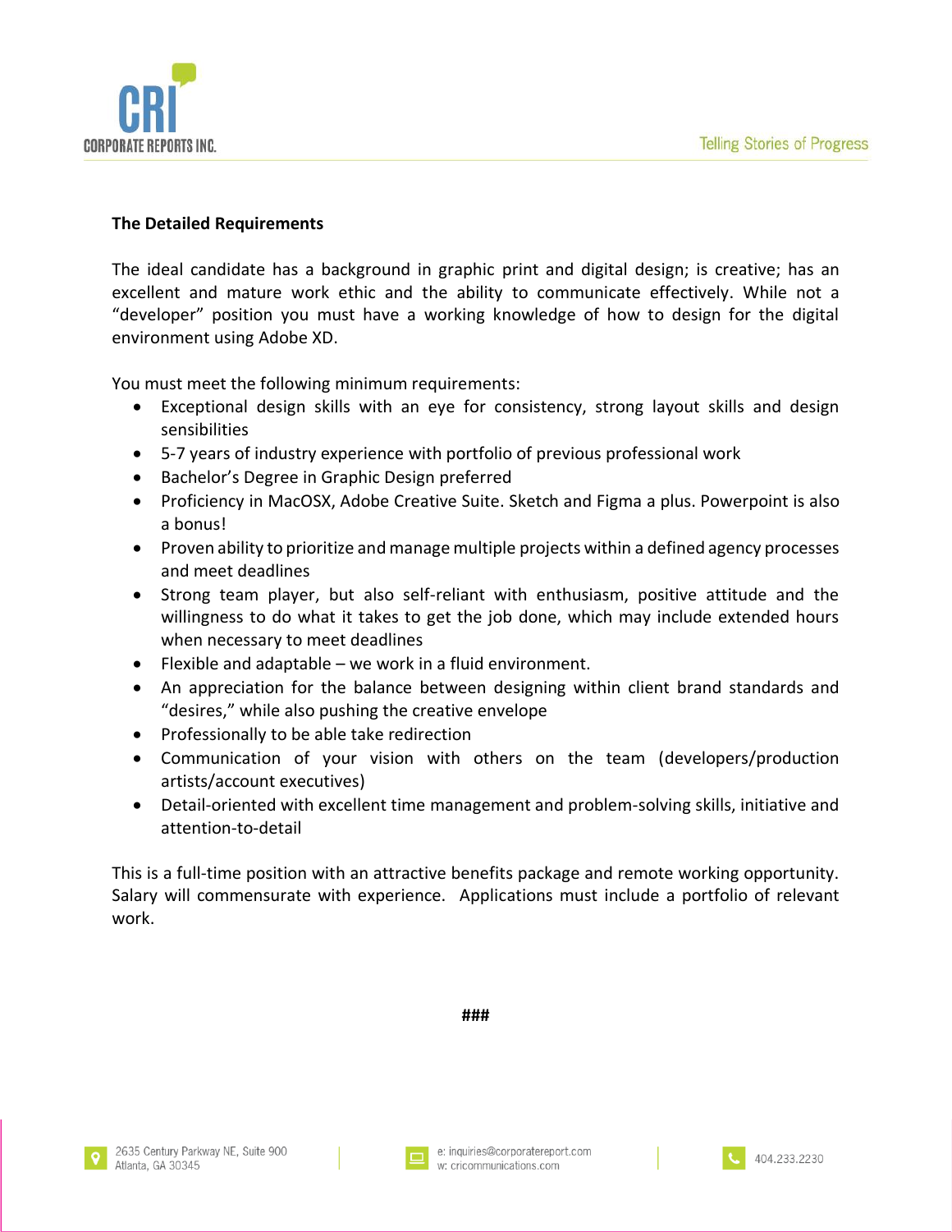**The Detailed Requirements**

The ideal candidate has a background in graphic print and digital design; is creative; has an excellent and mature work ethic and the ability to communicate effectively. While not a “developer” position you must have a working knowledge of how to design for the digital environment using Adobe XD.

You must meet the following minimum requirements:

- Exceptional design skills with an eye for consistency, strong layout skills and design sensibilities
- 5-7 years of industry experience with portfolio of previous professional work
- Bachelor’s Degree in Graphic Design preferred
- Proficiency in MacOSX, Adobe Creative Suite. Sketch and Figma a plus. Powerpoint is also a bonus!
- Proven ability to prioritize and manage multiple projects within a defined agency processes and meet deadlines
- Strong team player, but also self-reliant with enthusiasm, positive attitude and the willingness to do what it takes to get the job done, which may include extended hours when necessary to meet deadlines
- Flexible and adaptable – we work in a fluid environment.
- An appreciation for the balance between designing within client brand standards and “desires,” while also pushing the creative envelope
- Professionally to be able take redirection
- Communication of your vision with others on the team (developers/production artists/account executives)
- Detail-oriented with excellent time management and problem-solving skills, initiative and attention-to-detail

This is a full-time position with an attractive benefits package and remote working opportunity. Salary will commensurate with experience. Applications must include a portfolio of relevant work.

###